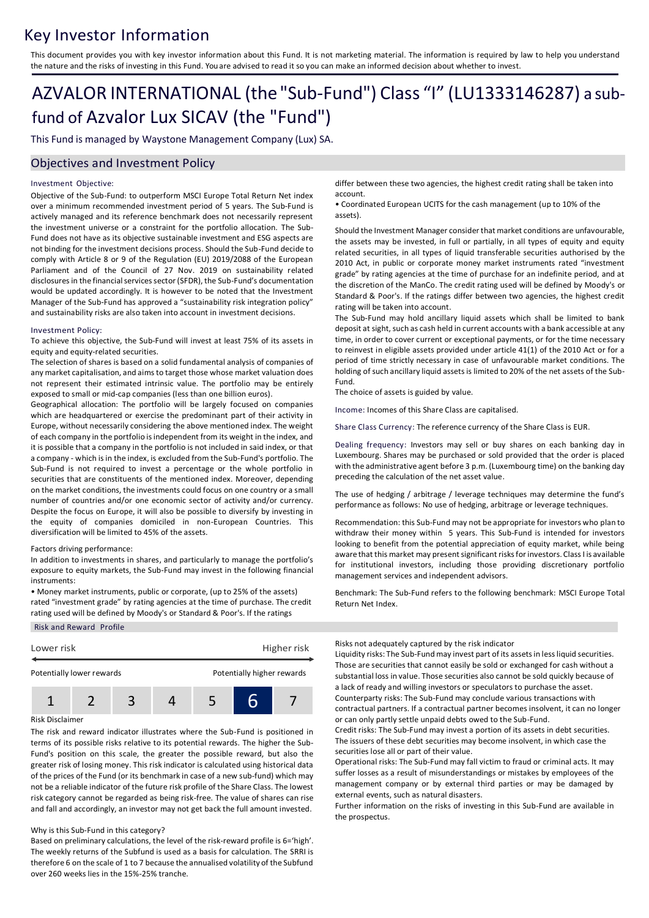# Key Investor Information

This document provides you with key investor information about this Fund. It is not marketing material. The information is required by law to help you understand the nature and the risks of investing in this Fund. You are advised to read it so you can make an informed decision about whether to invest.

# AZVALOR INTERNATIONAL (the "Sub-Fund") Class "I" (LU1333146287) a sub-fund of Azvalor Lux SICAV (the "Fund")

This Fund is managed by Waystone Management Company (Lux) SA.

## Objectives and Investment Policy

### Investment Objective:

Objective of the Sub-Fund: to outperform MSCI Europe Total Return Net index over a minimum recommended investment period of 5 years. The Sub-Fund is actively managed and its reference benchmark does not necessarily represent the investment universe or a constraint for the portfolio allocation. The Sub-Fund does not have as its objective sustainable investment and ESG aspects are not binding for the investment decisions process. Should the Sub-Fund decide to comply with Article 8 or 9 of the Regulation (EU) 2019/2088 of the European Parliament and of the Council of 27 Nov. 2019 on sustainability related disclosures in the financial services sector (SFDR), the Sub-Fund's documentation would be updated accordingly. It is however to be noted that the Investment Manager of the Sub-Fund has approved a "sustainability risk integration policy" and sustainability risks are also taken into account in investment decisions.

### Investment Policy:

To achieve this objective, the Sub-Fund will invest at least 75% of its assets in equity and equity-related securities.

The selection of shares is based on a solid fundamental analysis of companies of any market capitalisation, and aims to target those whose market valuation does not represent their estimated intrinsic value. The portfolio may be entirely exposed to small or mid-cap companies (less than one billion euros).

Geographical allocation: The portfolio will be largely focused on companies which are headquartered or exercise the predominant part of their activity in Europe, without necessarily considering the above mentioned index. The weight of each company in the portfolio is independent from its weight in the index, and it is possible that a company in the portfolio is not included in said index, or that a company - which is in the index, is excluded from the Sub-Fund's portfolio. The Sub-Fund is not required to invest a percentage or the whole portfolio in securities that are constituents of the mentioned index. Moreover, depending on the market conditions, the investments could focus on one country or a small number of countries and/or one economic sector of activity and/or currency. Despite the focus on Europe, it will also be possible to diversify by investing in the equity of companies domiciled in non-European Countries. This diversification will be limited to 45% of the assets.

Factors driving performance:

In addition to investments in shares, and particularly to manage the portfolio's exposure to equity markets, the Sub-Fund may invest in the following financial instruments:

• Money market instruments, public or corporate, (up to 25% of the assets) rated "investment grade" by rating agencies at the time of purchase. The credit rating used will be defined by Moody's or Standard & Poor's. If the ratings differ between these two agencies, the highest credit rating shall be taken into account.

• Coordinated European UCITS for the cash management (up to 10% of the assets).

Should the Investment Manager consider that market conditions are unfavourable, the assets may be invested, in full or partially, in all types of equity and equity related securities, in all types of liquid transferable securities authorised by the 2010 Act, in public or corporate money market instruments rated "investment grade" by rating agencies at the time of purchase for an indefinite period, and at the discretion of the ManCo. The credit rating used will be defined by Moody's or Standard & Poor's. If the ratings differ between two agencies, the highest credit rating will be taken into account.

The Sub-Fund may hold ancillary liquid assets which shall be limited to bank deposit at sight, such as cash held in current accounts with a bank accessible at any time, in order to cover current or exceptional payments, or for the time necessary to reinvest in eligible assets provided under article 41(1) of the 2010 Act or for a period of time strictly necessary in case of unfavourable market conditions. The holding of such ancillary liquid assets is limited to 20% of the net assets of the Sub-Fund.

The choice of assets is guided by value.

Income: Incomes of this Share Class are capitalised.

Share Class Currency: The reference currency of the Share Class is EUR.

Dealing frequency: Investors may sell or buy shares on each banking day in Luxembourg. Shares may be purchased or sold provided that the order is placed with the administrative agent before 3 p.m. (Luxembourg time) on the banking day preceding the calculation of the net asset value.

The use of hedging / arbitrage / leverage techniques may determine the fund's performance as follows: No use of hedging, arbitrage or leverage techniques.

Recommendation: this Sub-Fund may not be appropriate for investors who plan to withdraw their money within 5 years. This Sub-Fund is intended for investors looking to benefit from the potential appreciation of equity market, while being aware that this market may present significant risks for investors. Class I is available for institutional investors, including those providing discretionary portfolio management services and independent advisors.

Benchmark: The Sub-Fund refers to the following benchmark: MSCI Europe Total Return Net Index.

## Risk and Reward Profile

| Lower risk | | | | | | Higher risk |
|---|---|---|---|---|---|---|
| Potentially lower rewards | | | | | | Potentially higher rewards |
| 1 | 2 | 3 | 4 | 5 | **6** | 7 |

Risk Disclaimer

The risk and reward indicator illustrates where the Sub-Fund is positioned in terms of its possible risks relative to its potential rewards. The higher the Sub-Fund's position on this scale, the greater the possible reward, but also the greater risk of losing money. This risk indicator is calculated using historical data of the prices of the Fund (or its benchmark in case of a new sub-fund) which may not be a reliable indicator of the future risk profile of the Share Class. The lowest risk category cannot be regarded as being risk-free. The value of shares can rise and fall and accordingly, an investor may not get back the full amount invested.

Why is this Sub-Fund in this category?

Based on preliminary calculations, the level of the risk-reward profile is 6='high'. The weekly returns of the Subfund is used as a basis for calculation. The SRRI is therefore 6 on the scale of 1 to 7 because the annualised volatility of the Subfund over 260 weeks lies in the 15%-25% tranche.

Risks not adequately captured by the risk indicator

Liquidity risks: The Sub-Fund may invest part of its assets in less liquid securities. Those are securities that cannot easily be sold or exchanged for cash without a substantial loss in value. Those securities also cannot be sold quickly because of a lack of ready and willing investors or speculators to purchase the asset.

Counterparty risks: The Sub-Fund may conclude various transactions with contractual partners. If a contractual partner becomes insolvent, it can no longer or can only partly settle unpaid debts owed to the Sub-Fund.

Credit risks: The Sub-Fund may invest a portion of its assets in debt securities. The issuers of these debt securities may become insolvent, in which case the securities lose all or part of their value.

Operational risks: The Sub-Fund may fall victim to fraud or criminal acts. It may suffer losses as a result of misunderstandings or mistakes by employees of the management company or by external third parties or may be damaged by external events, such as natural disasters.

Further information on the risks of investing in this Sub-Fund are available in the prospectus.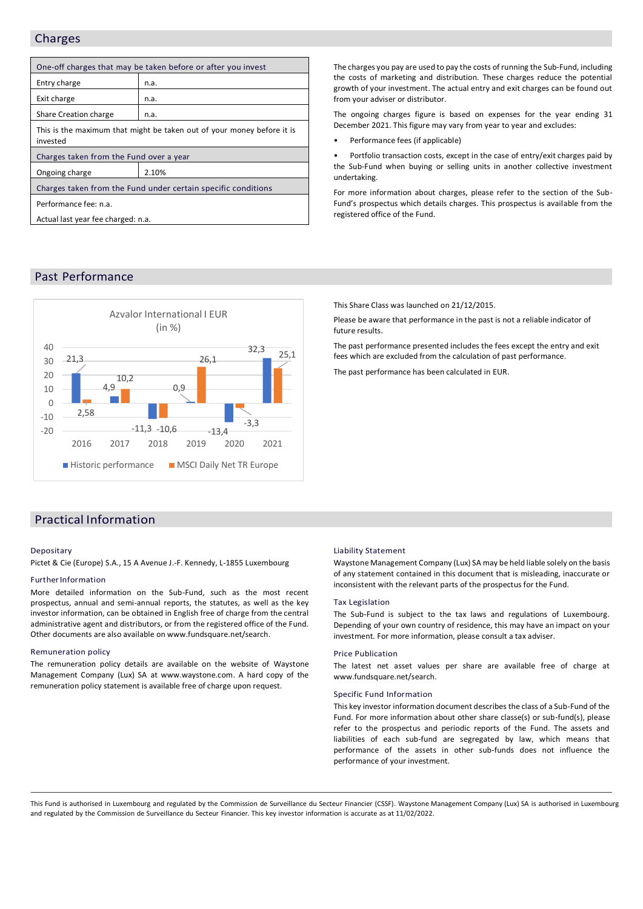## Charges

| One-off charges that may be taken before or after you invest | |
|---|---|
| Entry charge | n.a. |
| Exit charge | n.a. |
| Share Creation charge | n.a. |
| This is the maximum that might be taken out of your money before it is invested | |
| **Charges taken from the Fund over a year** | |
| Ongoing charge | 2.10% |
| **Charges taken from the Fund under certain specific conditions** | |
| Performance fee: n.a. | |
| Actual last year fee charged: n.a. | |

The charges you pay are used to pay the costs of running the Sub-Fund, including the costs of marketing and distribution. These charges reduce the potential growth of your investment. The actual entry and exit charges can be found out from your adviser or distributor.

The ongoing charges figure is based on expenses for the year ending 31 December 2021. This figure may vary from year to year and excludes:

- Performance fees (if applicable)
- Portfolio transaction costs, except in the case of entry/exit charges paid by the Sub-Fund when buying or selling units in another collective investment undertaking.

For more information about charges, please refer to the section of the Sub-Fund's prospectus which details charges. This prospectus is available from the registered office of the Fund.

## Past Performance

Azvalor International I EUR
(in %)

40
30
20
10
0
-10
-20

21,3
2,58
4,9
10,2
-11,3
-10,6
0,9
26,1
-13,4
-3,3
32,3
25,1

2016 2017 2018 2019 2020 2021

Historic performance
MSCI Daily Net TR Europe

This Share Class was launched on 21/12/2015.

Please be aware that performance in the past is not a reliable indicator of future results.

The past performance presented includes the fees except the entry and exit fees which are excluded from the calculation of past performance.

The past performance has been calculated in EUR.

## Practical Information

### Depositary

Pictet & Cie (Europe) S.A., 15 A Avenue J.-F. Kennedy, L-1855 Luxembourg

### Further Information

More detailed information on the Sub-Fund, such as the most recent prospectus, annual and semi-annual reports, the statutes, as well as the key investor information, can be obtained in English free of charge from the central administrative agent and distributors, or from the registered office of the Fund. Other documents are also available on www.fundsquare.net/search.

### Remuneration policy

The remuneration policy details are available on the website of Waystone Management Company (Lux) SA at www.waystone.com. A hard copy of the remuneration policy statement is available free of charge upon request.

### Liability Statement

Waystone Management Company (Lux) SA may be held liable solely on the basis of any statement contained in this document that is misleading, inaccurate or inconsistent with the relevant parts of the prospectus for the Fund.

### Tax Legislation

The Sub-Fund is subject to the tax laws and regulations of Luxembourg. Depending of your own country of residence, this may have an impact on your investment. For more information, please consult a tax adviser.

### Price Publication

The latest net asset values per share are available free of charge at www.fundsquare.net/search.

### Specific Fund Information

This key investor information document describes the class of a Sub-Fund of the Fund. For more information about other share classe(s) or sub-fund(s), please refer to the prospectus and periodic reports of the Fund. The assets and liabilities of each sub-fund are segregated by law, which means that performance of the assets in other sub-funds does not influence the performance of your investment.

---

This Fund is authorised in Luxembourg and regulated by the Commission de Surveillance du Secteur Financier (CSSF). Waystone Management Company (Lux) SA is authorised in Luxembourg and regulated by the Commission de Surveillance du Secteur Financier. This key investor information is accurate as at 11/02/2022.